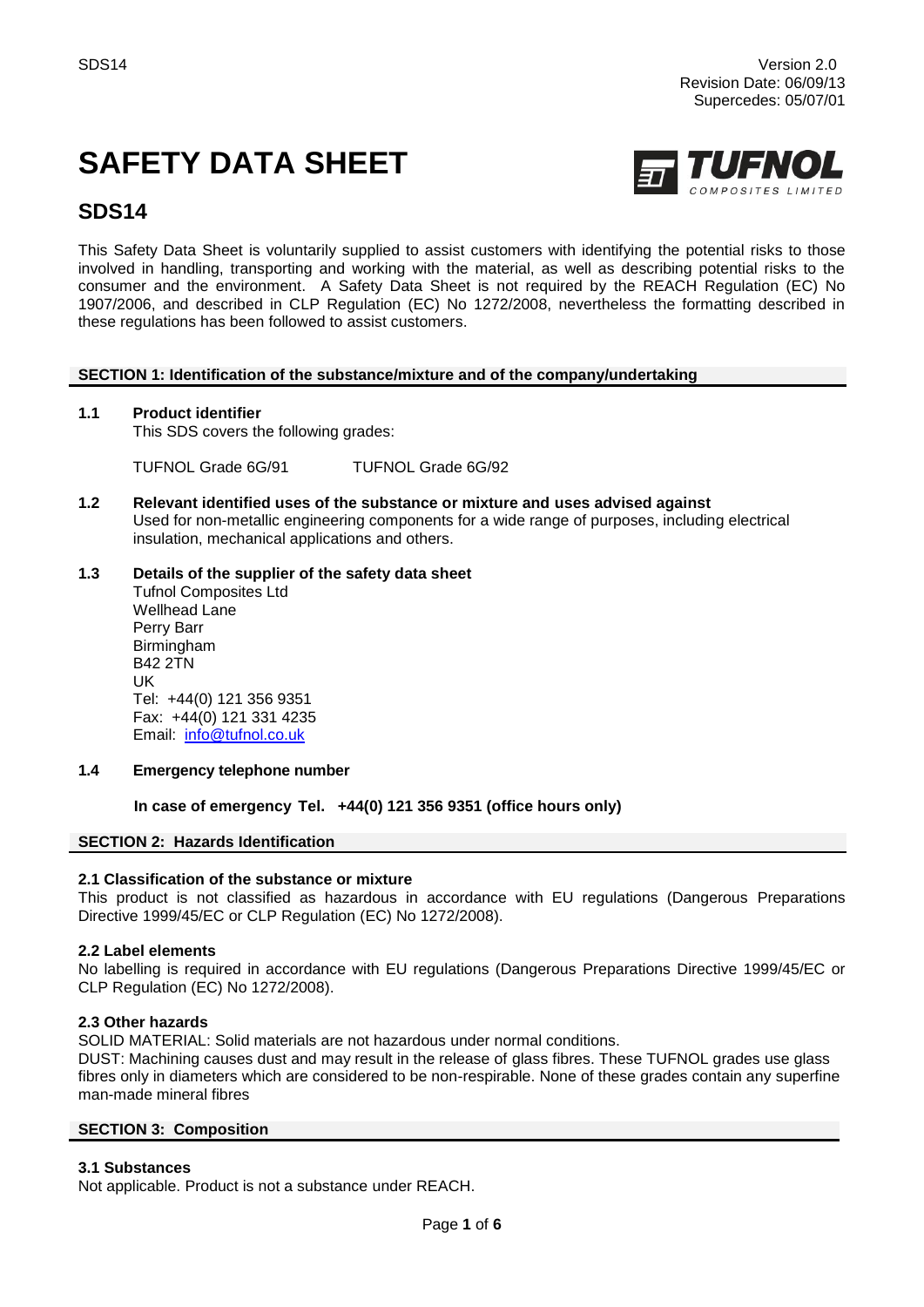SDS14

Version 2.0
Revision Date: 06/09/13
Supercedes: 05/07/01

# SAFETY DATA SHEET

TUFNOL COMPOSITES LIMITED

## SDS14

This Safety Data Sheet is voluntarily supplied to assist customers with identifying the potential risks to those involved in handling, transporting and working with the material, as well as describing potential risks to the consumer and the environment. A Safety Data Sheet is not required by the REACH Regulation (EC) No 1907/2006, and described in CLP Regulation (EC) No 1272/2008, nevertheless the formatting described in these regulations has been followed to assist customers.

### SECTION 1: Identification of the substance/mixture and of the company/undertaking

**1.1 Product identifier**

This SDS covers the following grades:

TUFNOL Grade 6G/91 TUFNOL Grade 6G/92

**1.2 Relevant identified uses of the substance or mixture and uses advised against**

Used for non-metallic engineering components for a wide range of purposes, including electrical insulation, mechanical applications and others.

**1.3 Details of the supplier of the safety data sheet**

Tufnol Composites Ltd
Wellhead Lane
Perry Barr
Birmingham
B42 2TN
UK
Tel: +44(0) 121 356 9351
Fax: +44(0) 121 331 4235
Email: info@tufnol.co.uk

**1.4 Emergency telephone number**

**In case of emergency Tel. +44(0) 121 356 9351 (office hours only)**

### SECTION 2: Hazards Identification

**2.1 Classification of the substance or mixture**

This product is not classified as hazardous in accordance with EU regulations (Dangerous Preparations Directive 1999/45/EC or CLP Regulation (EC) No 1272/2008).

**2.2 Label elements**

No labelling is required in accordance with EU regulations (Dangerous Preparations Directive 1999/45/EC or CLP Regulation (EC) No 1272/2008).

**2.3 Other hazards**

SOLID MATERIAL: Solid materials are not hazardous under normal conditions.
DUST: Machining causes dust and may result in the release of glass fibres. These TUFNOL grades use glass fibres only in diameters which are considered to be non-respirable. None of these grades contain any superfine man-made mineral fibres

### SECTION 3: Composition

**3.1 Substances**

Not applicable. Product is not a substance under REACH.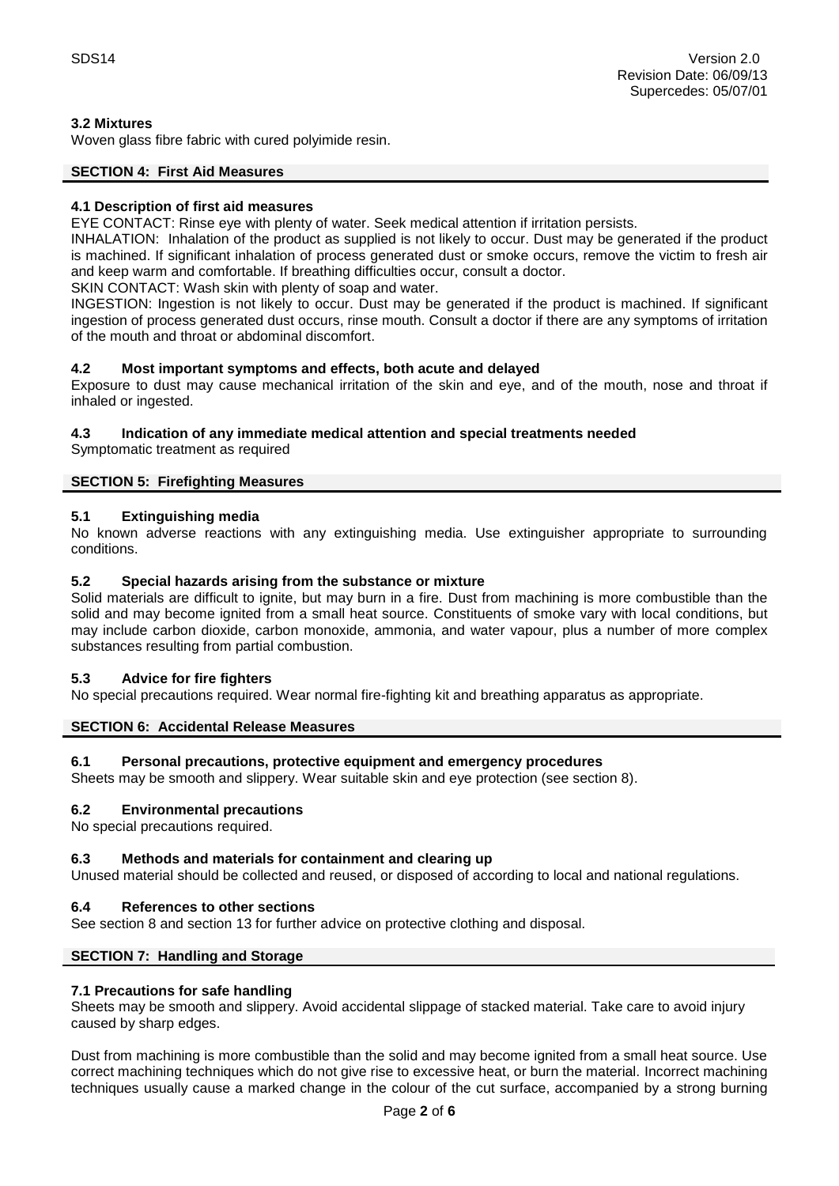### 3.2 Mixtures

Woven glass fibre fabric with cured polyimide resin.

## SECTION 4: First Aid Measures

### 4.1 Description of first aid measures

EYE CONTACT: Rinse eye with plenty of water. Seek medical attention if irritation persists.

INHALATION: Inhalation of the product as supplied is not likely to occur. Dust may be generated if the product is machined. If significant inhalation of process generated dust or smoke occurs, remove the victim to fresh air and keep warm and comfortable. If breathing difficulties occur, consult a doctor.

SKIN CONTACT: Wash skin with plenty of soap and water.

INGESTION: Ingestion is not likely to occur. Dust may be generated if the product is machined. If significant ingestion of process generated dust occurs, rinse mouth. Consult a doctor if there are any symptoms of irritation of the mouth and throat or abdominal discomfort.

### 4.2 Most important symptoms and effects, both acute and delayed

Exposure to dust may cause mechanical irritation of the skin and eye, and of the mouth, nose and throat if inhaled or ingested.

### 4.3 Indication of any immediate medical attention and special treatments needed

Symptomatic treatment as required

## SECTION 5: Firefighting Measures

### 5.1 Extinguishing media

No known adverse reactions with any extinguishing media. Use extinguisher appropriate to surrounding conditions.

### 5.2 Special hazards arising from the substance or mixture

Solid materials are difficult to ignite, but may burn in a fire. Dust from machining is more combustible than the solid and may become ignited from a small heat source. Constituents of smoke vary with local conditions, but may include carbon dioxide, carbon monoxide, ammonia, and water vapour, plus a number of more complex substances resulting from partial combustion.

### 5.3 Advice for fire fighters

No special precautions required. Wear normal fire-fighting kit and breathing apparatus as appropriate.

## SECTION 6: Accidental Release Measures

### 6.1 Personal precautions, protective equipment and emergency procedures

Sheets may be smooth and slippery. Wear suitable skin and eye protection (see section 8).

### 6.2 Environmental precautions

No special precautions required.

### 6.3 Methods and materials for containment and clearing up

Unused material should be collected and reused, or disposed of according to local and national regulations.

### 6.4 References to other sections

See section 8 and section 13 for further advice on protective clothing and disposal.

## SECTION 7: Handling and Storage

### 7.1 Precautions for safe handling

Sheets may be smooth and slippery. Avoid accidental slippage of stacked material. Take care to avoid injury caused by sharp edges.

Dust from machining is more combustible than the solid and may become ignited from a small heat source. Use correct machining techniques which do not give rise to excessive heat, or burn the material. Incorrect machining techniques usually cause a marked change in the colour of the cut surface, accompanied by a strong burning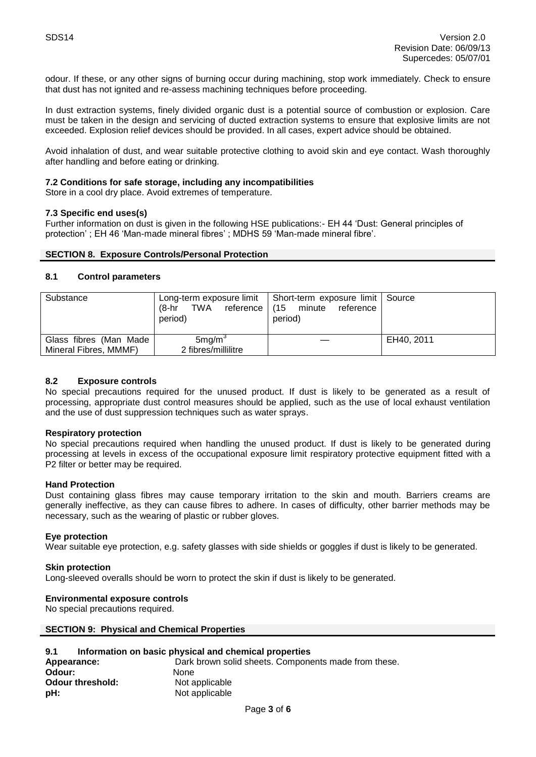odour. If these, or any other signs of burning occur during machining, stop work immediately. Check to ensure that dust has not ignited and re-assess machining techniques before proceeding.

In dust extraction systems, finely divided organic dust is a potential source of combustion or explosion. Care must be taken in the design and servicing of ducted extraction systems to ensure that explosive limits are not exceeded. Explosion relief devices should be provided. In all cases, expert advice should be obtained.

Avoid inhalation of dust, and wear suitable protective clothing to avoid skin and eye contact. Wash thoroughly after handling and before eating or drinking.

### 7.2 Conditions for safe storage, including any incompatibilities

Store in a cool dry place. Avoid extremes of temperature.

### 7.3 Specific end uses(s)

Further information on dust is given in the following HSE publications:- EH 44 'Dust: General principles of protection' ; EH 46 'Man-made mineral fibres' ; MDHS 59 'Man-made mineral fibre'.

## SECTION 8. Exposure Controls/Personal Protection

### 8.1 Control parameters

| Substance | Long-term exposure limit (8-hr TWA reference period) | Short-term exposure limit (15 minute reference period) | Source |
|---|---|---|---|
| Glass fibres (Man Made Mineral Fibres, MMMF) | 5mg/m$^3$ 2 fibres/millilitre | — | EH40, 2011 |

### 8.2 Exposure controls

No special precautions required for the unused product. If dust is likely to be generated as a result of processing, appropriate dust control measures should be applied, such as the use of local exhaust ventilation and the use of dust suppression techniques such as water sprays.

**Respiratory protection**

No special precautions required when handling the unused product. If dust is likely to be generated during processing at levels in excess of the occupational exposure limit respiratory protective equipment fitted with a P2 filter or better may be required.

**Hand Protection**

Dust containing glass fibres may cause temporary irritation to the skin and mouth. Barriers creams are generally ineffective, as they can cause fibres to adhere. In cases of difficulty, other barrier methods may be necessary, such as the wearing of plastic or rubber gloves.

**Eye protection**

Wear suitable eye protection, e.g. safety glasses with side shields or goggles if dust is likely to be generated.

**Skin protection**

Long-sleeved overalls should be worn to protect the skin if dust is likely to be generated.

**Environmental exposure controls**

No special precautions required.

## SECTION 9: Physical and Chemical Properties

### 9.1 Information on basic physical and chemical properties

**Appearance:** Dark brown solid sheets. Components made from these.
**Odour:** None
**Odour threshold:** Not applicable
**pH:** Not applicable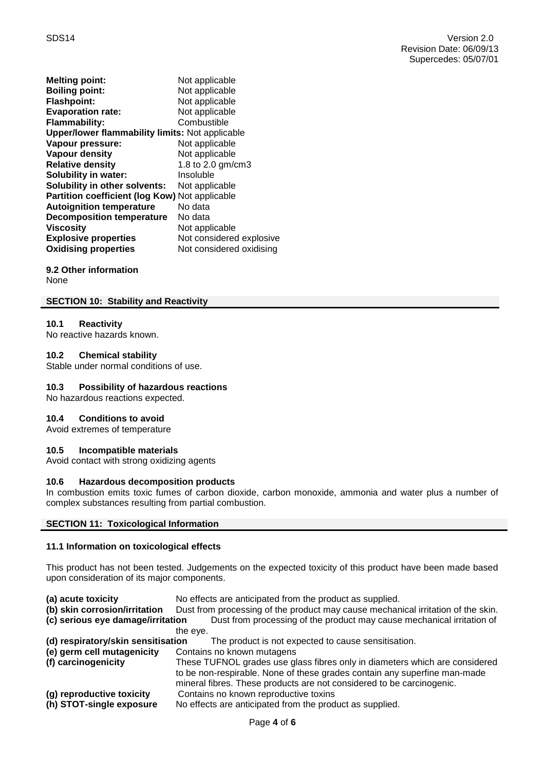| | |
|---|---|
| **Melting point:** | Not applicable |
| **Boiling point:** | Not applicable |
| **Flashpoint:** | Not applicable |
| **Evaporation rate:** | Not applicable |
| **Flammability:** | Combustible |
| **Upper/lower flammability limits:** | Not applicable |
| **Vapour pressure:** | Not applicable |
| **Vapour density** | Not applicable |
| **Relative density** | 1.8 to 2.0 gm/cm3 |
| **Solubility in water:** | Insoluble |
| **Solubility in other solvents:** | Not applicable |
| **Partition coefficient (log Kow)** | Not applicable |
| **Autoignition temperature** | No data |
| **Decomposition temperature** | No data |
| **Viscosity** | Not applicable |
| **Explosive properties** | Not considered explosive |
| **Oxidising properties** | Not considered oxidising |

**9.2 Other information**

None

## SECTION 10: Stability and Reactivity

**10.1 Reactivity**

No reactive hazards known.

**10.2 Chemical stability**

Stable under normal conditions of use.

**10.3 Possibility of hazardous reactions**

No hazardous reactions expected.

**10.4 Conditions to avoid**

Avoid extremes of temperature

**10.5 Incompatible materials**

Avoid contact with strong oxidizing agents

**10.6 Hazardous decomposition products**

In combustion emits toxic fumes of carbon dioxide, carbon monoxide, ammonia and water plus a number of complex substances resulting from partial combustion.

## SECTION 11: Toxicological Information

**11.1 Information on toxicological effects**

This product has not been tested. Judgements on the expected toxicity of this product have been made based upon consideration of its major components.

| | |
|---|---|
| **(a) acute toxicity** | No effects are anticipated from the product as supplied. |
| **(b) skin corrosion/irritation** | Dust from processing of the product may cause mechanical irritation of the skin. |
| **(c) serious eye damage/irritation** | Dust from processing of the product may cause mechanical irritation of the eye. |
| **(d) respiratory/skin sensitisation** | The product is not expected to cause sensitisation. |
| **(e) germ cell mutagenicity** | Contains no known mutagens |
| **(f) carcinogenicity** | These TUFNOL grades use glass fibres only in diameters which are considered to be non-respirable. None of these grades contain any superfine man-made mineral fibres. These products are not considered to be carcinogenic. |
| **(g) reproductive toxicity** | Contains no known reproductive toxins |
| **(h) STOT-single exposure** | No effects are anticipated from the product as supplied. |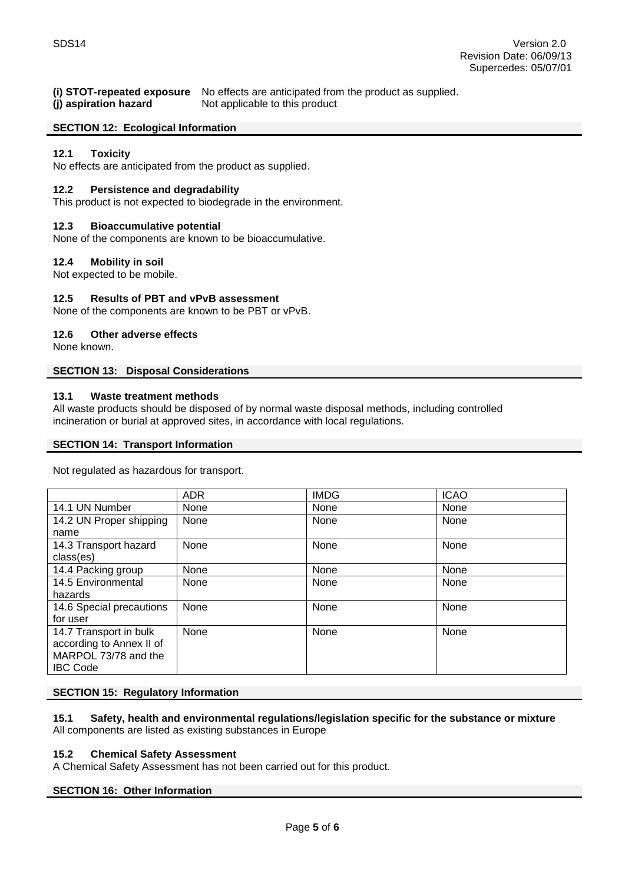**(i) STOT-repeated exposure** No effects are anticipated from the product as supplied.
**(j) aspiration hazard** Not applicable to this product

## SECTION 12: Ecological Information

### 12.1 Toxicity

No effects are anticipated from the product as supplied.

### 12.2 Persistence and degradability

This product is not expected to biodegrade in the environment.

### 12.3 Bioaccumulative potential

None of the components are known to be bioaccumulative.

### 12.4 Mobility in soil

Not expected to be mobile.

### 12.5 Results of PBT and vPvB assessment

None of the components are known to be PBT or vPvB.

### 12.6 Other adverse effects

None known.

## SECTION 13: Disposal Considerations

### 13.1 Waste treatment methods

All waste products should be disposed of by normal waste disposal methods, including controlled incineration or burial at approved sites, in accordance with local regulations.

## SECTION 14: Transport Information

Not regulated as hazardous for transport.

| | ADR | IMDG | ICAO |
|---|---|---|---|
| 14.1 UN Number | None | None | None |
| 14.2 UN Proper shipping name | None | None | None |
| 14.3 Transport hazard class(es) | None | None | None |
| 14.4 Packing group | None | None | None |
| 14.5 Environmental hazards | None | None | None |
| 14.6 Special precautions for user | None | None | None |
| 14.7 Transport in bulk according to Annex II of MARPOL 73/78 and the IBC Code | None | None | None |

## SECTION 15: Regulatory Information

### 15.1 Safety, health and environmental regulations/legislation specific for the substance or mixture

All components are listed as existing substances in Europe

### 15.2 Chemical Safety Assessment

A Chemical Safety Assessment has not been carried out for this product.

## SECTION 16: Other Information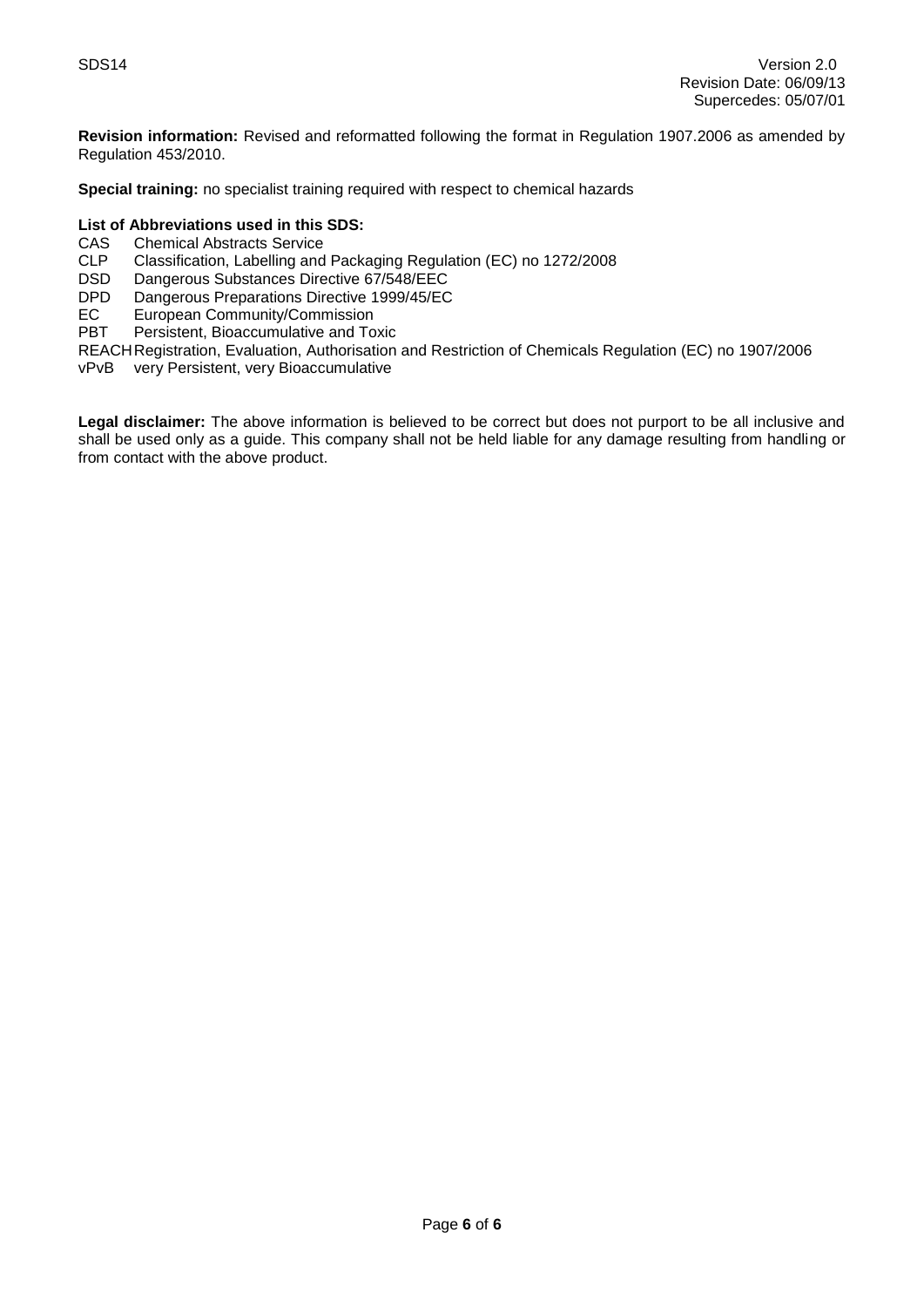**Revision information:** Revised and reformatted following the format in Regulation 1907.2006 as amended by Regulation 453/2010.

**Special training:** no specialist training required with respect to chemical hazards

**List of Abbreviations used in this SDS:**

| | |
|---|---|
| CAS | Chemical Abstracts Service |
| CLP | Classification, Labelling and Packaging Regulation (EC) no 1272/2008 |
| DSD | Dangerous Substances Directive 67/548/EEC |
| DPD | Dangerous Preparations Directive 1999/45/EC |
| EC | European Community/Commission |
| PBT | Persistent, Bioaccumulative and Toxic |
| REACH | Registration, Evaluation, Authorisation and Restriction of Chemicals Regulation (EC) no 1907/2006 |
| vPvB | very Persistent, very Bioaccumulative |

**Legal disclaimer:** The above information is believed to be correct but does not purport to be all inclusive and shall be used only as a guide. This company shall not be held liable for any damage resulting from handling or from contact with the above product.